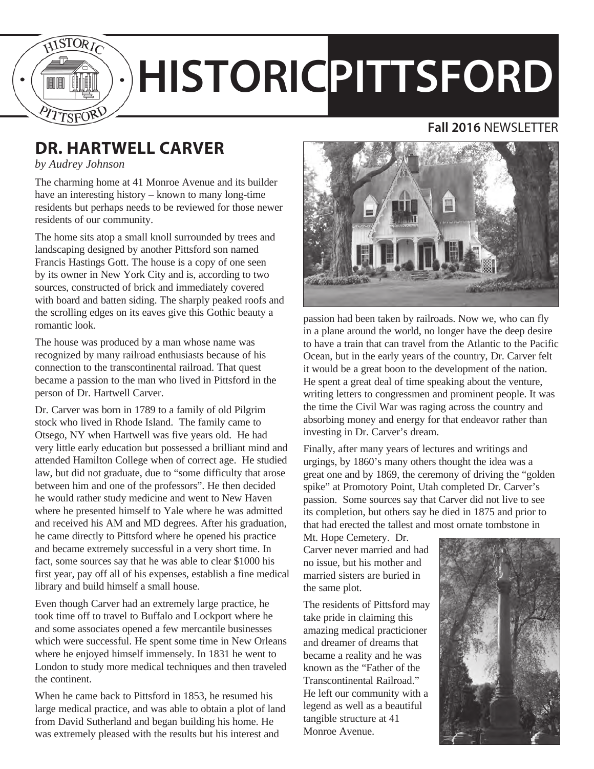# HISTORIC PITTSFORD

**Fall 2016** NEWSLETTER

## DR. HARTWELL CARVER

*by Audrey Johnson*

The charming home at 41 Monroe Avenue and its builder have an interesting history – known to many long-time residents but perhaps needs to be reviewed for those newer residents of our community.

The home sits atop a small knoll surrounded by trees and landscaping designed by another Pittsford son named Francis Hastings Gott. The house is a copy of one seen by its owner in New York City and is, according to two sources, constructed of brick and immediately covered with board and batten siding. The sharply peaked roofs and the scrolling edges on its eaves give this Gothic beauty a romantic look.

The house was produced by a man whose name was recognized by many railroad enthusiasts because of his connection to the transcontinental railroad. That quest became a passion to the man who lived in Pittsford in the person of Dr. Hartwell Carver.

Dr. Carver was born in 1789 to a family of old Pilgrim stock who lived in Rhode Island. The family came to Otsego, NY when Hartwell was five years old. He had very little early education but possessed a brilliant mind and attended Hamilton College when of correct age. He studied law, but did not graduate, due to "some difficulty that arose between him and one of the professors". He then decided he would rather study medicine and went to New Haven where he presented himself to Yale where he was admitted and received his AM and MD degrees. After his graduation, he came directly to Pittsford where he opened his practice and became extremely successful in a very short time. In fact, some sources say that he was able to clear $1000 his first year, pay off all of his expenses, establish a fine medical library and build himself a small house.

Even though Carver had an extremely large practice, he took time off to travel to Buffalo and Lockport where he and some associates opened a few mercantile businesses which were successful. He spent some time in New Orleans where he enjoyed himself immensely. In 1831 he went to London to study more medical techniques and then traveled the continent.

When he came back to Pittsford in 1853, he resumed his large medical practice, and was able to obtain a plot of land from David Sutherland and began building his home. He was extremely pleased with the results but his interest and passion had been taken by railroads. Now we, who can fly in a plane around the world, no longer have the deep desire to have a train that can travel from the Atlantic to the Pacific Ocean, but in the early years of the country, Dr. Carver felt it would be a great boon to the development of the nation. He spent a great deal of time speaking about the venture, writing letters to congressmen and prominent people. It was the time the Civil War was raging across the country and absorbing money and energy for that endeavor rather than investing in Dr. Carver's dream.

Finally, after many years of lectures and writings and urgings, by 1860's many others thought the idea was a great one and by 1869, the ceremony of driving the "golden spike" at Promotory Point, Utah completed Dr. Carver's passion. Some sources say that Carver did not live to see its completion, but others say he died in 1875 and prior to that had erected the tallest and most ornate tombstone in Mt. Hope Cemetery. Dr. Carver never married and had no issue, but his mother and married sisters are buried in the same plot.

The residents of Pittsford may take pride in claiming this amazing medical practicioner and dreamer of dreams that became a reality and he was known as the "Father of the Transcontinental Railroad." He left our community with a legend as well as a beautiful tangible structure at 41 Monroe Avenue.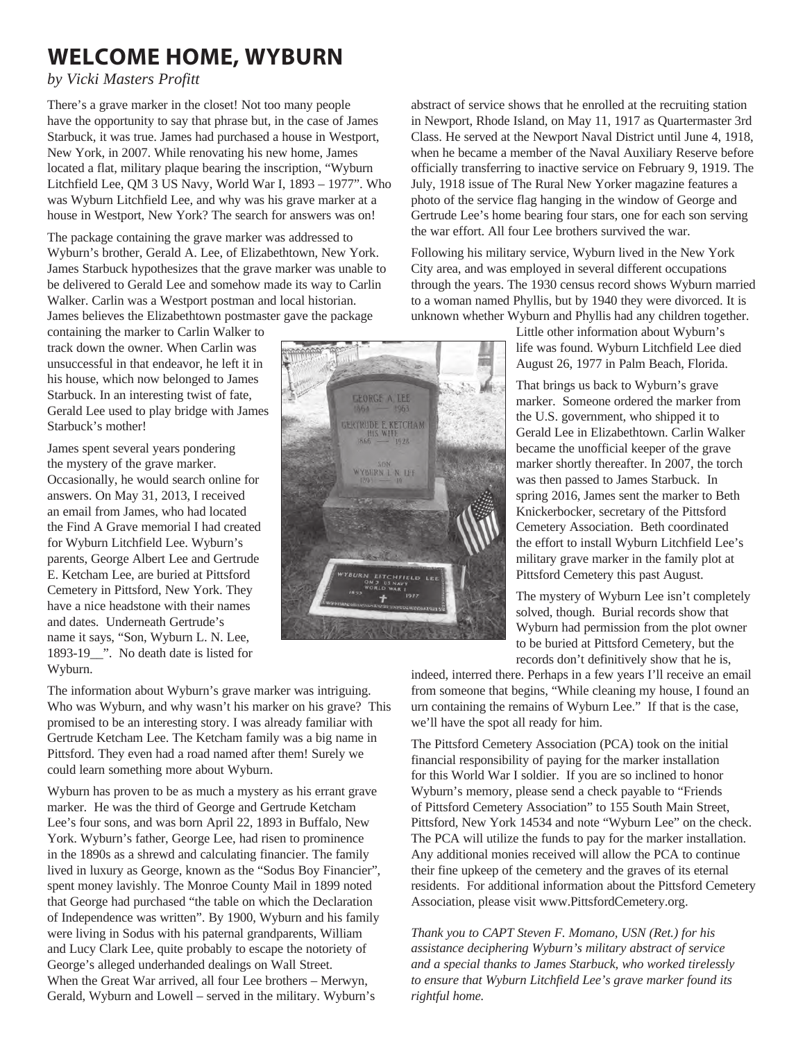# WELCOME HOME, WYBURN

*by Vicki Masters Profitt*

There's a grave marker in the closet! Not too many people have the opportunity to say that phrase but, in the case of James Starbuck, it was true. James had purchased a house in Westport, New York, in 2007. While renovating his new home, James located a flat, military plaque bearing the inscription, "Wyburn Litchfield Lee, QM 3 US Navy, World War I, 1893 – 1977". Who was Wyburn Litchfield Lee, and why was his grave marker at a house in Westport, New York? The search for answers was on!

The package containing the grave marker was addressed to Wyburn's brother, Gerald A. Lee, of Elizabethtown, New York. James Starbuck hypothesizes that the grave marker was unable to be delivered to Gerald Lee and somehow made its way to Carlin Walker. Carlin was a Westport postman and local historian. James believes the Elizabethtown postmaster gave the package containing the marker to Carlin Walker to track down the owner. When Carlin was unsuccessful in that endeavor, he left it in his house, which now belonged to James Starbuck. In an interesting twist of fate, Gerald Lee used to play bridge with James Starbuck's mother!

James spent several years pondering the mystery of the grave marker. Occasionally, he would search online for answers. On May 31, 2013, I received an email from James, who had located the Find A Grave memorial I had created for Wyburn Litchfield Lee. Wyburn's parents, George Albert Lee and Gertrude E. Ketcham Lee, are buried at Pittsford Cemetery in Pittsford, New York. They have a nice headstone with their names and dates. Underneath Gertrude's name it says, "Son, Wyburn L. N. Lee, 1893-19__". No death date is listed for Wyburn.

The information about Wyburn's grave marker was intriguing. Who was Wyburn, and why wasn't his marker on his grave? This promised to be an interesting story. I was already familiar with Gertrude Ketcham Lee. The Ketcham family was a big name in Pittsford. They even had a road named after them! Surely we could learn something more about Wyburn.

Wyburn has proven to be as much a mystery as his errant grave marker. He was the third of George and Gertrude Ketcham Lee's four sons, and was born April 22, 1893 in Buffalo, New York. Wyburn's father, George Lee, had risen to prominence in the 1890s as a shrewd and calculating financier. The family lived in luxury as George, known as the "Sodus Boy Financier", spent money lavishly. The Monroe County Mail in 1899 noted that George had purchased "the table on which the Declaration of Independence was written". By 1900, Wyburn and his family were living in Sodus with his paternal grandparents, William and Lucy Clark Lee, quite probably to escape the notoriety of George's alleged underhanded dealings on Wall Street. When the Great War arrived, all four Lee brothers – Merwyn, Gerald, Wyburn and Lowell – served in the military. Wyburn's abstract of service shows that he enrolled at the recruiting station in Newport, Rhode Island, on May 11, 1917 as Quartermaster 3rd Class. He served at the Newport Naval District until June 4, 1918, when he became a member of the Naval Auxiliary Reserve before officially transferring to inactive service on February 9, 1919. The July, 1918 issue of The Rural New Yorker magazine features a photo of the service flag hanging in the window of George and Gertrude Lee's home bearing four stars, one for each son serving the war effort. All four Lee brothers survived the war.

Following his military service, Wyburn lived in the New York City area, and was employed in several different occupations through the years. The 1930 census record shows Wyburn married to a woman named Phyllis, but by 1940 they were divorced. It is unknown whether Wyburn and Phyllis had any children together. Little other information about Wyburn's life was found. Wyburn Litchfield Lee died August 26, 1977 in Palm Beach, Florida.

That brings us back to Wyburn's grave marker. Someone ordered the marker from the U.S. government, who shipped it to Gerald Lee in Elizabethtown. Carlin Walker became the unofficial keeper of the grave marker shortly thereafter. In 2007, the torch was then passed to James Starbuck. In spring 2016, James sent the marker to Beth Knickerbocker, secretary of the Pittsford Cemetery Association. Beth coordinated the effort to install Wyburn Litchfield Lee's military grave marker in the family plot at Pittsford Cemetery this past August.

The mystery of Wyburn Lee isn't completely solved, though. Burial records show that Wyburn had permission from the plot owner to be buried at Pittsford Cemetery, but the records don't definitively show that he is, indeed, interred there. Perhaps in a few years I'll receive an email from someone that begins, "While cleaning my house, I found an urn containing the remains of Wyburn Lee." If that is the case, we'll have the spot all ready for him.

The Pittsford Cemetery Association (PCA) took on the initial financial responsibility of paying for the marker installation for this World War I soldier. If you are so inclined to honor Wyburn's memory, please send a check payable to "Friends of Pittsford Cemetery Association" to 155 South Main Street, Pittsford, New York 14534 and note "Wyburn Lee" on the check. The PCA will utilize the funds to pay for the marker installation. Any additional monies received will allow the PCA to continue their fine upkeep of the cemetery and the graves of its eternal residents. For additional information about the Pittsford Cemetery Association, please visit www.PittsfordCemetery.org.

*Thank you to CAPT Steven F. Momano, USN (Ret.) for his assistance deciphering Wyburn's military abstract of service and a special thanks to James Starbuck, who worked tirelessly to ensure that Wyburn Litchfield Lee's grave marker found its rightful home.*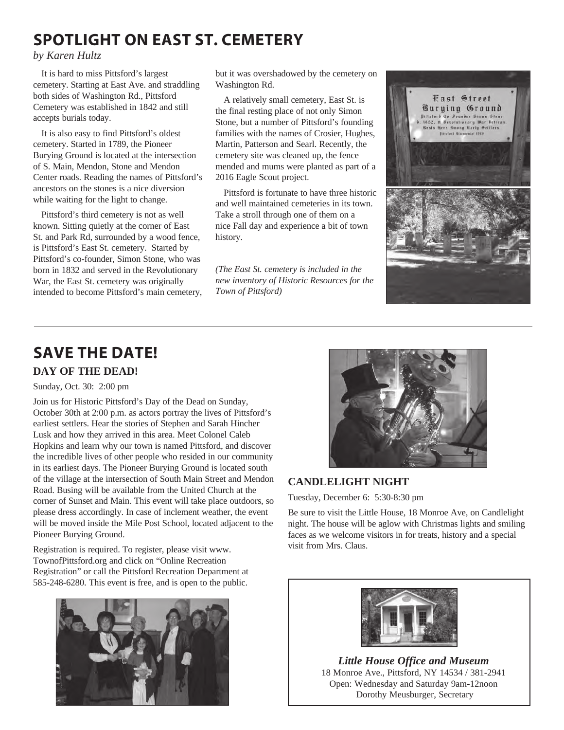# SPOTLIGHT ON EAST ST. CEMETERY

*by Karen Hultz*

It is hard to miss Pittsford's largest cemetery. Starting at East Ave. and straddling both sides of Washington Rd., Pittsford Cemetery was established in 1842 and still accepts burials today.

It is also easy to find Pittsford's oldest cemetery. Started in 1789, the Pioneer Burying Ground is located at the intersection of S. Main, Mendon, Stone and Mendon Center roads. Reading the names of Pittsford's ancestors on the stones is a nice diversion while waiting for the light to change.

Pittsford's third cemetery is not as well known. Sitting quietly at the corner of East St. and Park Rd, surrounded by a wood fence, is Pittsford's East St. cemetery. Started by Pittsford's co-founder, Simon Stone, who was born in 1832 and served in the Revolutionary War, the East St. cemetery was originally intended to become Pittsford's main cemetery, but it was overshadowed by the cemetery on Washington Rd.

A relatively small cemetery, East St. is the final resting place of not only Simon Stone, but a number of Pittsford's founding families with the names of Crosier, Hughes, Martin, Patterson and Searl. Recently, the cemetery site was cleaned up, the fence mended and mums were planted as part of a 2016 Eagle Scout project.

Pittsford is fortunate to have three historic and well maintained cemeteries in its town. Take a stroll through one of them on a nice Fall day and experience a bit of town history.

*(The East St. cemetery is included in the new inventory of Historic Resources for the Town of Pittsford)*

East Street Burying Ground
Pittsford Co-Founder Simon Stone b. 1832, A Revolutionary War Veteran, Rests Here Among Early Settlers.
Pittsford Bicentennial 1989

---

# SAVE THE DATE!

## DAY OF THE DEAD!

Sunday, Oct. 30: 2:00 pm

Join us for Historic Pittsford's Day of the Dead on Sunday, October 30th at 2:00 p.m. as actors portray the lives of Pittsford's earliest settlers. Hear the stories of Stephen and Sarah Hincher Lusk and how they arrived in this area. Meet Colonel Caleb Hopkins and learn why our town is named Pittsford, and discover the incredible lives of other people who resided in our community in its earliest days. The Pioneer Burying Ground is located south of the village at the intersection of South Main Street and Mendon Road. Busing will be available from the United Church at the corner of Sunset and Main. This event will take place outdoors, so please dress accordingly. In case of inclement weather, the event will be moved inside the Mile Post School, located adjacent to the Pioneer Burying Ground.

Registration is required. To register, please visit www.TownofPittsford.org and click on "Online Recreation Registration" or call the Pittsford Recreation Department at 585-248-6280. This event is free, and is open to the public.

## CANDLELIGHT NIGHT

Tuesday, December 6: 5:30-8:30 pm

Be sure to visit the Little House, 18 Monroe Ave, on Candlelight night. The house will be aglow with Christmas lights and smiling faces as we welcome visitors in for treats, history and a special visit from Mrs. Claus.

***Little House Office and Museum***
18 Monroe Ave., Pittsford, NY 14534 / 381-2941
Open: Wednesday and Saturday 9am-12noon
Dorothy Meusburger, Secretary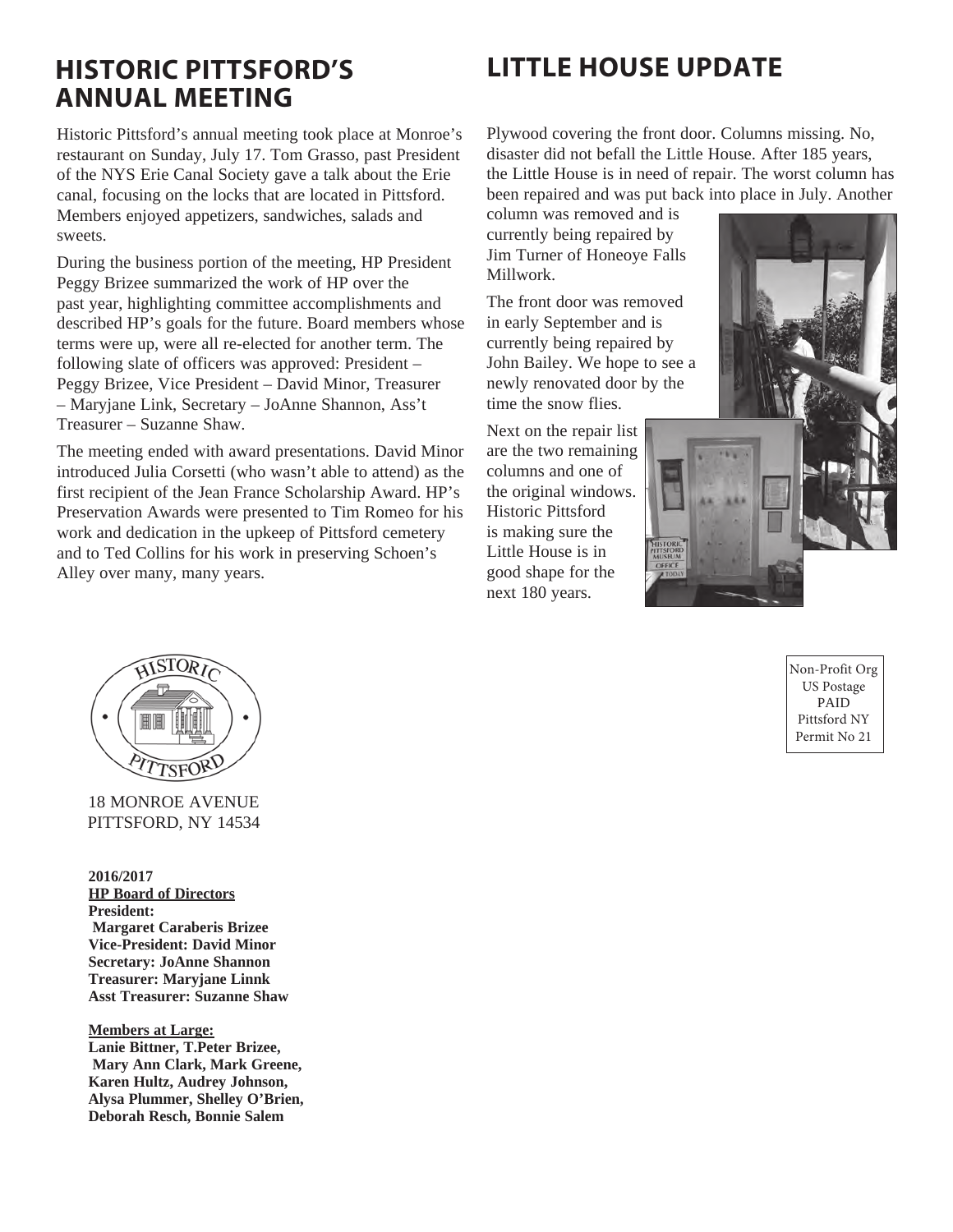## HISTORIC PITTSFORD'S ANNUAL MEETING

Historic Pittsford's annual meeting took place at Monroe's restaurant on Sunday, July 17. Tom Grasso, past President of the NYS Erie Canal Society gave a talk about the Erie canal, focusing on the locks that are located in Pittsford. Members enjoyed appetizers, sandwiches, salads and sweets.

During the business portion of the meeting, HP President Peggy Brizee summarized the work of HP over the past year, highlighting committee accomplishments and described HP's goals for the future. Board members whose terms were up, were all re-elected for another term. The following slate of officers was approved: President – Peggy Brizee, Vice President – David Minor, Treasurer – Maryjane Link, Secretary – JoAnne Shannon, Ass't Treasurer – Suzanne Shaw.

The meeting ended with award presentations. David Minor introduced Julia Corsetti (who wasn't able to attend) as the first recipient of the Jean France Scholarship Award. HP's Preservation Awards were presented to Tim Romeo for his work and dedication in the upkeep of Pittsford cemetery and to Ted Collins for his work in preserving Schoen's Alley over many, many years.

## LITTLE HOUSE UPDATE

Plywood covering the front door. Columns missing. No, disaster did not befall the Little House. After 185 years, the Little House is in need of repair. The worst column has been repaired and was put back into place in July. Another column was removed and is currently being repaired by Jim Turner of Honeoye Falls Millwork.

The front door was removed in early September and is currently being repaired by John Bailey. We hope to see a newly renovated door by the time the snow flies.

Next on the repair list are the two remaining columns and one of the original windows. Historic Pittsford is making sure the Little House is in good shape for the next 180 years.

HISTORIC PITTSFORD

18 MONROE AVENUE
PITTSFORD, NY 14534

Non-Profit Org
US Postage
PAID
Pittsford NY
Permit No 21

**2016/2017**
**HP Board of Directors**
**President:**
**Margaret Caraberis Brizee**
**Vice-President: David Minor**
**Secretary: JoAnne Shannon**
**Treasurer: Maryjane Linnk**
**Asst Treasurer: Suzanne Shaw**

**Members at Large:**
**Lanie Bittner, T.Peter Brizee, Mary Ann Clark, Mark Greene, Karen Hultz, Audrey Johnson, Alysa Plummer, Shelley O'Brien, Deborah Resch, Bonnie Salem**